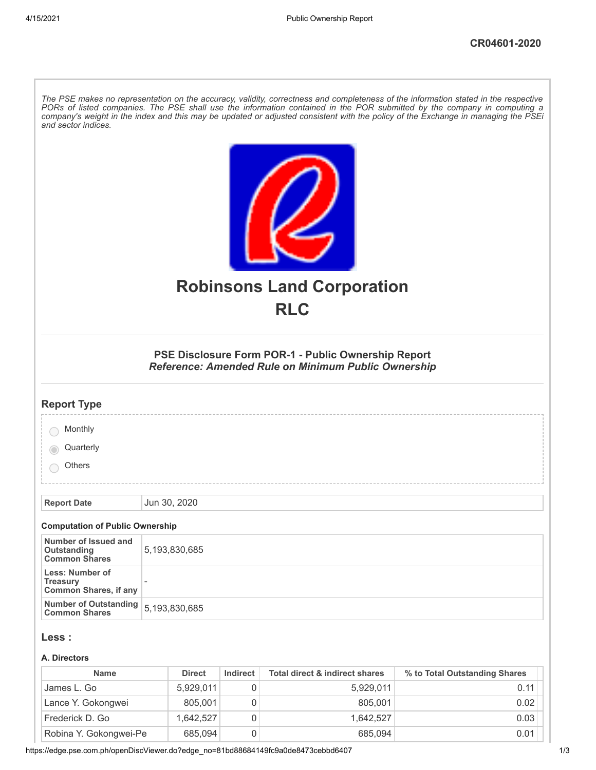CR04601-2020

*The PSE makes no representation on the accuracy, validity, correctness and completeness of the information stated in the respective PORs of listed companies. The PSE shall use the information contained in the POR submitted by the company in computing a company's weight in the index and this may be updated or adjusted consistent with the policy of the Exchange in managing the PSEi and sector indices.*

# Robinsons Land Corporation
# RLC

### PSE Disclosure Form POR-1 - Public Ownership Report
### *Reference: Amended Rule on Minimum Public Ownership*

## Report Type

- Monthly
- Quarterly (selected)
- Others

| Report Date | Jun 30, 2020 |
|---|---|

#### Computation of Public Ownership

| Number of Issued and Outstanding Common Shares | 5,193,830,685 |
|---|---|
| Less: Number of Treasury Common Shares, if any | - |
| Number of Outstanding Common Shares | 5,193,830,685 |

## Less :

#### A. Directors

| Name | Direct | Indirect | Total direct & indirect shares | % to Total Outstanding Shares |
|---|---|---|---|---|
| James L. Go | 5,929,011 | 0 | 5,929,011 | 0.11 |
| Lance Y. Gokongwei | 805,001 | 0 | 805,001 | 0.02 |
| Frederick D. Go | 1,642,527 | 0 | 1,642,527 | 0.03 |
| Robina Y. Gokongwei-Pe | 685,094 | 0 | 685,094 | 0.01 |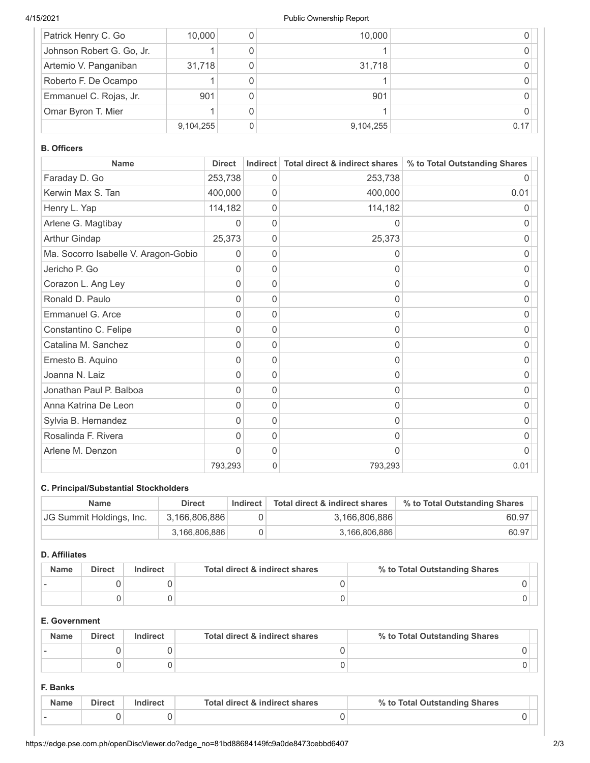| | | | | |
|---|---|---|---|---|
| Patrick Henry C. Go | 10,000 | 0 | 10,000 | 0 |
| Johnson Robert G. Go, Jr. | 1 | 0 | 1 | 0 |
| Artemio V. Panganiban | 31,718 | 0 | 31,718 | 0 |
| Roberto F. De Ocampo | 1 | 0 | 1 | 0 |
| Emmanuel C. Rojas, Jr. | 901 | 0 | 901 | 0 |
| Omar Byron T. Mier | 1 | 0 | 1 | 0 |
| | 9,104,255 | 0 | 9,104,255 | 0.17 |

**B. Officers**

| Name | Direct | Indirect | Total direct & indirect shares | % to Total Outstanding Shares |
|---|---|---|---|---|
| Faraday D. Go | 253,738 | 0 | 253,738 | 0 |
| Kerwin Max S. Tan | 400,000 | 0 | 400,000 | 0.01 |
| Henry L. Yap | 114,182 | 0 | 114,182 | 0 |
| Arlene G. Magtibay | 0 | 0 | 0 | 0 |
| Arthur Gindap | 25,373 | 0 | 25,373 | 0 |
| Ma. Socorro Isabelle V. Aragon-Gobio | 0 | 0 | 0 | 0 |
| Jericho P. Go | 0 | 0 | 0 | 0 |
| Corazon L. Ang Ley | 0 | 0 | 0 | 0 |
| Ronald D. Paulo | 0 | 0 | 0 | 0 |
| Emmanuel G. Arce | 0 | 0 | 0 | 0 |
| Constantino C. Felipe | 0 | 0 | 0 | 0 |
| Catalina M. Sanchez | 0 | 0 | 0 | 0 |
| Ernesto B. Aquino | 0 | 0 | 0 | 0 |
| Joanna N. Laiz | 0 | 0 | 0 | 0 |
| Jonathan Paul P. Balboa | 0 | 0 | 0 | 0 |
| Anna Katrina De Leon | 0 | 0 | 0 | 0 |
| Sylvia B. Hernandez | 0 | 0 | 0 | 0 |
| Rosalinda F. Rivera | 0 | 0 | 0 | 0 |
| Arlene M. Denzon | 0 | 0 | 0 | 0 |
| | 793,293 | 0 | 793,293 | 0.01 |

**C. Principal/Substantial Stockholders**

| Name | Direct | Indirect | Total direct & indirect shares | % to Total Outstanding Shares |
|---|---|---|---|---|
| JG Summit Holdings, Inc. | 3,166,806,886 | 0 | 3,166,806,886 | 60.97 |
| | 3,166,806,886 | 0 | 3,166,806,886 | 60.97 |

**D. Affiliates**

| Name | Direct | Indirect | Total direct & indirect shares | % to Total Outstanding Shares |
|---|---|---|---|---|
| - | 0 | 0 | 0 | 0 |
| | 0 | 0 | 0 | 0 |

**E. Government**

| Name | Direct | Indirect | Total direct & indirect shares | % to Total Outstanding Shares |
|---|---|---|---|---|
| - | 0 | 0 | 0 | 0 |
| | 0 | 0 | 0 | 0 |

**F. Banks**

| Name | Direct | Indirect | Total direct & indirect shares | % to Total Outstanding Shares |
|---|---|---|---|---|
| - | 0 | 0 | 0 | 0 |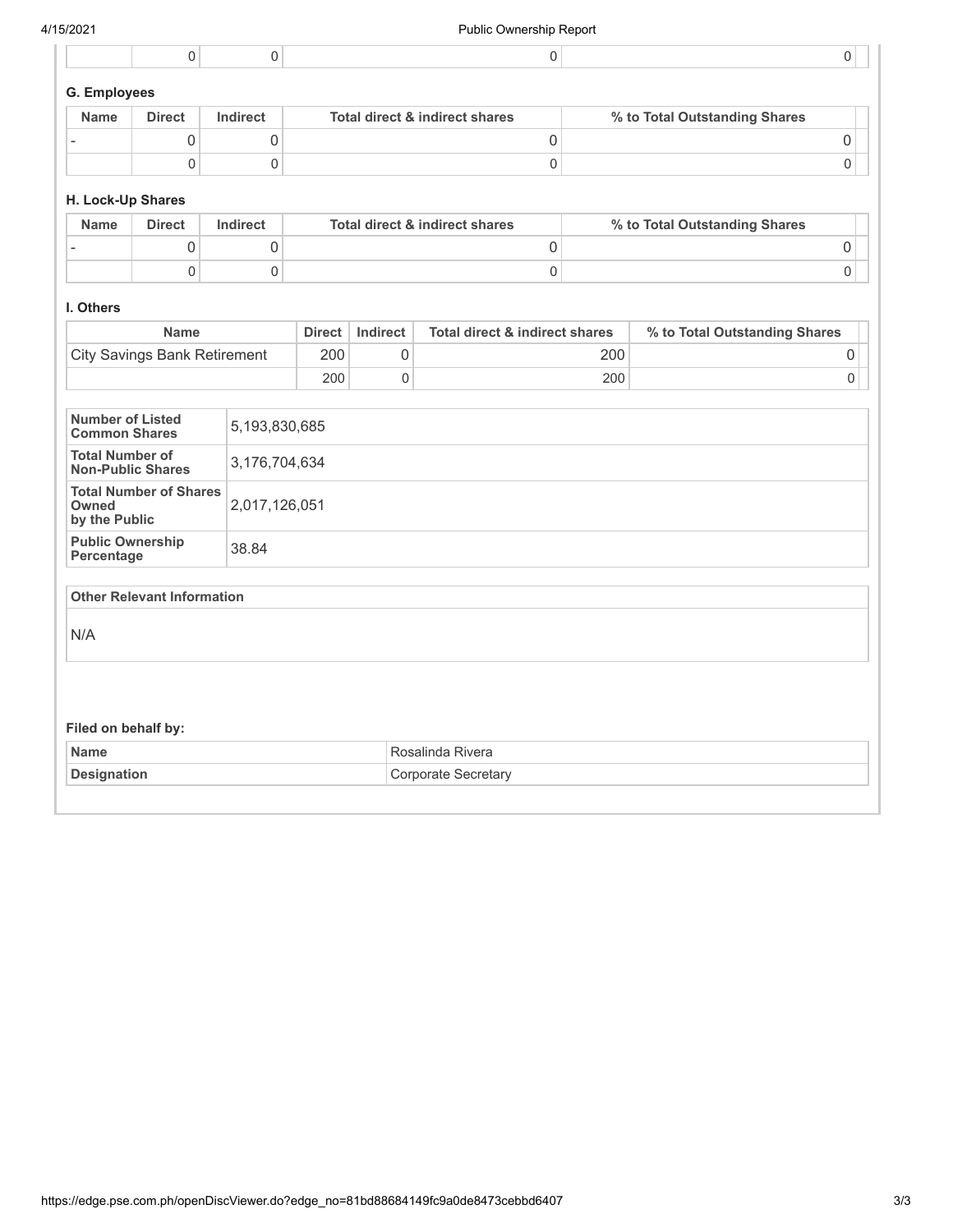| | | | | |
|---|---|---|---|---|
| | 0 | 0 | 0 | 0 |

### G. Employees

| Name | Direct | Indirect | Total direct & indirect shares | % to Total Outstanding Shares |
|---|---|---|---|---|
| - | 0 | 0 | 0 | 0 |
| | 0 | 0 | 0 | 0 |

### H. Lock-Up Shares

| Name | Direct | Indirect | Total direct & indirect shares | % to Total Outstanding Shares |
|---|---|---|---|---|
| - | 0 | 0 | 0 | 0 |
| | 0 | 0 | 0 | 0 |

### I. Others

| Name | Direct | Indirect | Total direct & indirect shares | % to Total Outstanding Shares |
|---|---|---|---|---|
| City Savings Bank Retirement | 200 | 0 | 200 | 0 |
| | 200 | 0 | 200 | 0 |

| | |
|---|---|
| **Number of Listed Common Shares** | 5,193,830,685 |
| **Total Number of Non-Public Shares** | 3,176,704,634 |
| **Total Number of Shares Owned by the Public** | 2,017,126,051 |
| **Public Ownership Percentage** | 38.84 |

**Other Relevant Information**

N/A

**Filed on behalf by:**

| | |
|---|---|
| **Name** | Rosalinda Rivera |
| **Designation** | Corporate Secretary |